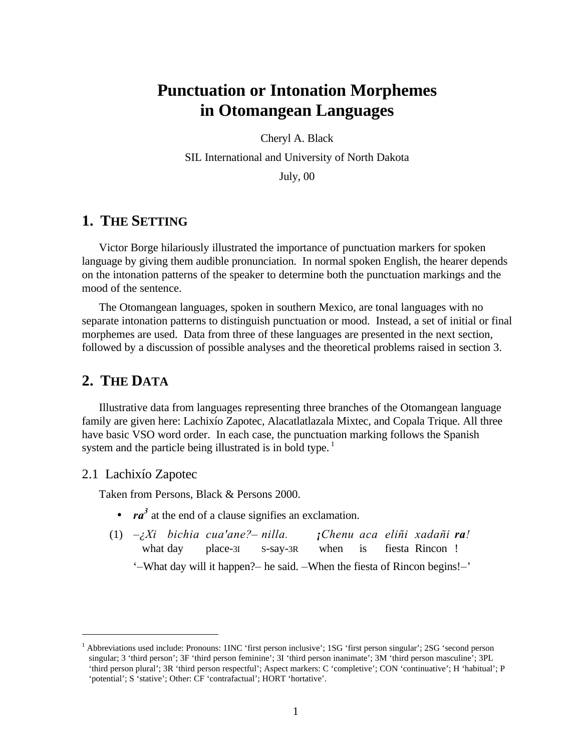# Punctuation or Intonation Morphemes in Otomangean Languages

Cheryl A. Black

SIL International and University of North Dakota

July, 00

## 1. The Setting

Victor Borge hilariously illustrated the importance of punctuation markers for spoken language by giving them audible pronunciation. In normal spoken English, the hearer depends on the intonation patterns of the speaker to determine both the punctuation markings and the mood of the sentence.

The Otomangean languages, spoken in southern Mexico, are tonal languages with no separate intonation patterns to distinguish punctuation or mood. Instead, a set of initial or final morphemes are used. Data from three of these languages are presented in the next section, followed by a discussion of possible analyses and the theoretical problems raised in section 3.

## 2. The Data

Illustrative data from languages representing three branches of the Otomangean language family are given here: Lachixío Zapotec, Alacatlatlazala Mixtec, and Copala Trique. All three have basic VSO word order. In each case, the punctuation marking follows the Spanish system and the particle being illustrated is in bold type.[1]

### 2.1 Lachixío Zapotec

Taken from Persons, Black & Persons 2000.

- ***ra***[3] at the end of a clause signifies an exclamation.

(1) *–¿Xi bichia cua'ane?– nilla.* *¡Chenu aca eliñi xadañi **ra**!*
what day place-3I s-say-3R when is fiesta Rincon !
'–What day will it happen?– he said. –When the fiesta of Rincon begins!–'

---

[1] Abbreviations used include: Pronouns: 1INC 'first person inclusive'; 1SG 'first person singular'; 2SG 'second person singular; 3 'third person'; 3F 'third person feminine'; 3I 'third person inanimate'; 3M 'third person masculine'; 3PL 'third person plural'; 3R 'third person respectful'; Aspect markers: C 'completive'; CON 'continuative'; H 'habitual'; P 'potential'; S 'stative'; Other: CF 'contrafactual'; HORT 'hortative'.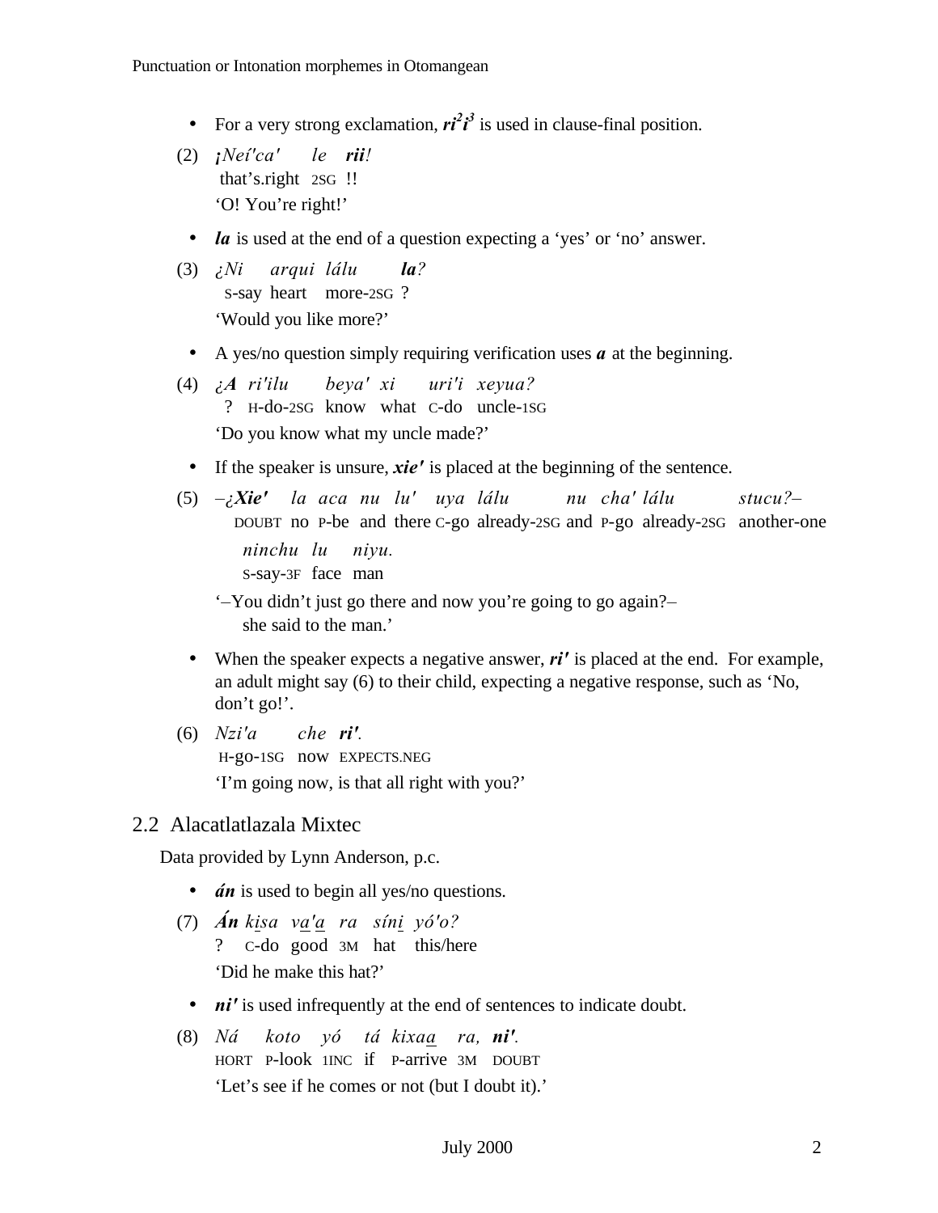- For a very strong exclamation, ***ri²i³*** is used in clause-final position.

(2) *¡Neí'ca' le* ***rii****!*
that's.right 2SG !!
'O! You're right!'

- ***la*** is used at the end of a question expecting a 'yes' or 'no' answer.

(3) *¿Ni arqui lálu* ***la****?*
S-say heart more-2SG ?
'Would you like more?'

- A yes/no question simply requiring verification uses ***a*** at the beginning.

(4) *¿****A*** *ri'ilu beya' xi uri'i xeyua?*
? H-do-2SG know what C-do uncle-1SG
'Do you know what my uncle made?'

- If the speaker is unsure, ***xie'*** is placed at the beginning of the sentence.

(5) *–¿****Xie'*** *la aca nu lu' uya lálu nu cha' lálu stucu?–*
DOUBT no P-be and there C-go already-2SG and P-go already-2SG another-one
*ninchu lu niyu.*
S-say-3F face man
'–You didn't just go there and now you're going to go again?–
she said to the man.'

- When the speaker expects a negative answer, ***ri'*** is placed at the end. For example, an adult might say (6) to their child, expecting a negative response, such as 'No, don't go!'.

(6) *Nzi'a che* ***ri'****.*
H-go-1SG now EXPECTS.NEG
'I'm going now, is that all right with you?'

## 2.2 Alacatlatlazala Mixtec

Data provided by Lynn Anderson, p.c.

- ***án*** is used to begin all yes/no questions.

(7) ***Án*** *ki̲sa va̲'a̲ ra síni̲ yó'o?*
? C-do good 3M hat this/here
'Did he make this hat?'

- ***ni'*** is used infrequently at the end of sentences to indicate doubt.

(8) *Ná koto yó tá kixaa̲ ra,* ***ni'****.*
HORT P-look 1INC if P-arrive 3M DOUBT
'Let's see if he comes or not (but I doubt it).'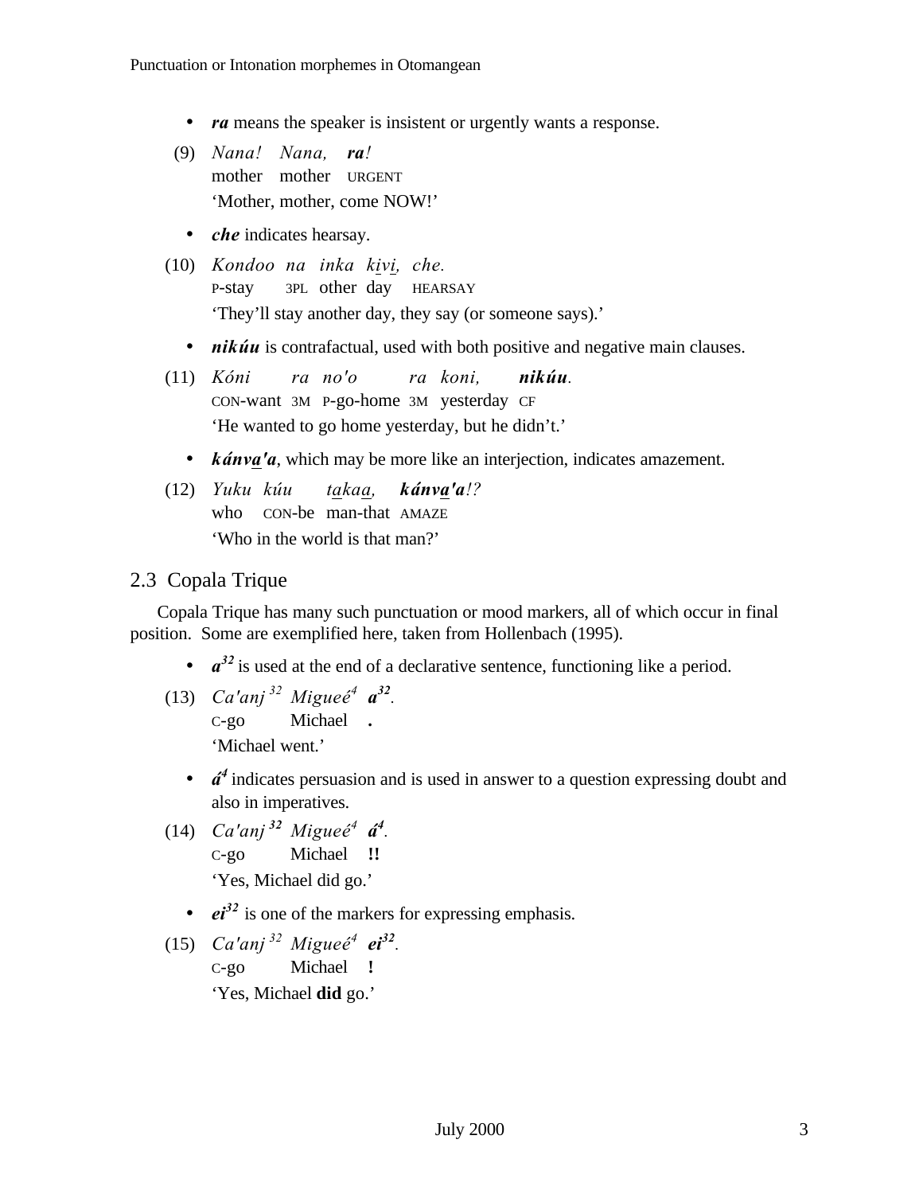- ***ra*** means the speaker is insistent or urgently wants a response.

(9) *Nana! Nana,* ***ra****!*
mother mother URGENT
'Mother, mother, come NOW!'

- ***che*** indicates hearsay.

(10) *Kondoo na inka k<u>i</u>v<u>i</u>, che.*
P-stay 3PL other day HEARSAY
'They'll stay another day, they say (or someone says).'

- ***nikúu*** is contrafactual, used with both positive and negative main clauses.

(11) *Kóni ra no'o ra koni,* ***nikúu****.*
CON-want 3M P-go-home 3M yesterday CF
'He wanted to go home yesterday, but he didn't.'

- ***kánv<u>a</u>'a***, which may be more like an interjection, indicates amazement.

(12) *Yuku kúu t<u>a</u>ka<u>a</u>,* ***kánv<u>a</u>'a****!?*
who CON-be man-that AMAZE
'Who in the world is that man?'

## 2.3 Copala Trique

Copala Trique has many such punctuation or mood markers, all of which occur in final position. Some are exemplified here, taken from Hollenbach (1995).

- ***a***$^{32}$ is used at the end of a declarative sentence, functioning like a period.

(13) *Ca'anj*$^{32}$ *Migueé*$^{4}$ ***a***$^{32}$.
C-go Michael **.**
'Michael went.'

- ***á̂***$^{4}$ indicates persuasion and is used in answer to a question expressing doubt and also in imperatives.

(14) *Ca'anj*$^{32}$ *Migueé*$^{4}$ ***á̂***$^{4}$.
C-go Michael **!!**
'Yes, Michael did go.'

- ***ei***$^{32}$ is one of the markers for expressing emphasis.

(15) *Ca'anj*$^{32}$ *Migueé*$^{4}$ ***ei***$^{32}$.
C-go Michael **!**
'Yes, Michael **did** go.'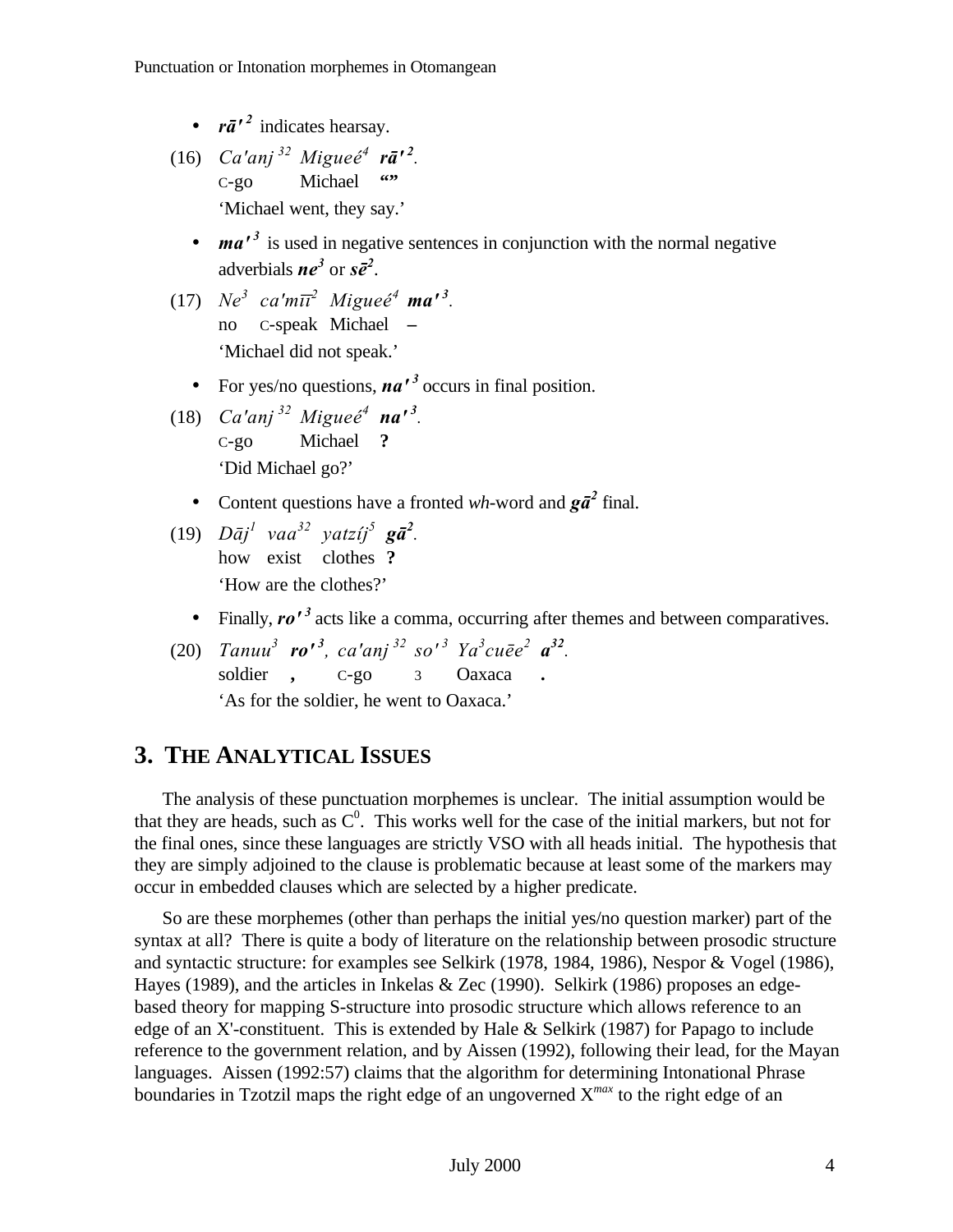- ***rā'*** [2] indicates hearsay.

(16) *Ca'anj* [32] *Migueé*[4] ***rā'*** [2].
   C-go   Michael   **“”**
   ‘Michael went, they say.’

- ***ma'*** [3] is used in negative sentences in conjunction with the normal negative adverbials ***ne***[3] or ***sē***[2].

(17) *Ne*[3] *ca'mīī*[2] *Migueé*[4] ***ma'*** [3].
   no   C-speak   Michael   **–**
   ‘Michael did not speak.’

- For yes/no questions, ***na'*** [3] occurs in final position.

(18) *Ca'anj* [32] *Migueé*[4] ***na'*** [3].
   C-go   Michael   **?**
   ‘Did Michael go?’

- Content questions have a fronted *wh*-word and ***gā***[2] final.

(19) *Dāj*[1] *vaa*[32] *yatzíj*[5] ***gā***[2].
   how   exist   clothes   **?**
   ‘How are the clothes?’

- Finally, ***ro'*** [3] acts like a comma, occurring after themes and between comparatives.

(20) *Tanuu*[3] ***ro'*** [3], *ca'anj* [32] *so'* [3] *Ya*[3]*cuēe*[2] ***a***[32].
   soldier   **,**   C-go   3   Oaxaca   **.**
   ‘As for the soldier, he went to Oaxaca.’

## 3. The Analytical Issues

The analysis of these punctuation morphemes is unclear. The initial assumption would be that they are heads, such as $C^0$. This works well for the case of the initial markers, but not for the final ones, since these languages are strictly VSO with all heads initial. The hypothesis that they are simply adjoined to the clause is problematic because at least some of the markers may occur in embedded clauses which are selected by a higher predicate.

So are these morphemes (other than perhaps the initial yes/no question marker) part of the syntax at all? There is quite a body of literature on the relationship between prosodic structure and syntactic structure: for examples see Selkirk (1978, 1984, 1986), Nespor & Vogel (1986), Hayes (1989), and the articles in Inkelas & Zec (1990). Selkirk (1986) proposes an edge-based theory for mapping S-structure into prosodic structure which allows reference to an edge of an X'-constituent. This is extended by Hale & Selkirk (1987) for Papago to include reference to the government relation, and by Aissen (1992), following their lead, for the Mayan languages. Aissen (1992:57) claims that the algorithm for determining Intonational Phrase boundaries in Tzotzil maps the right edge of an ungoverned $X^{max}$ to the right edge of an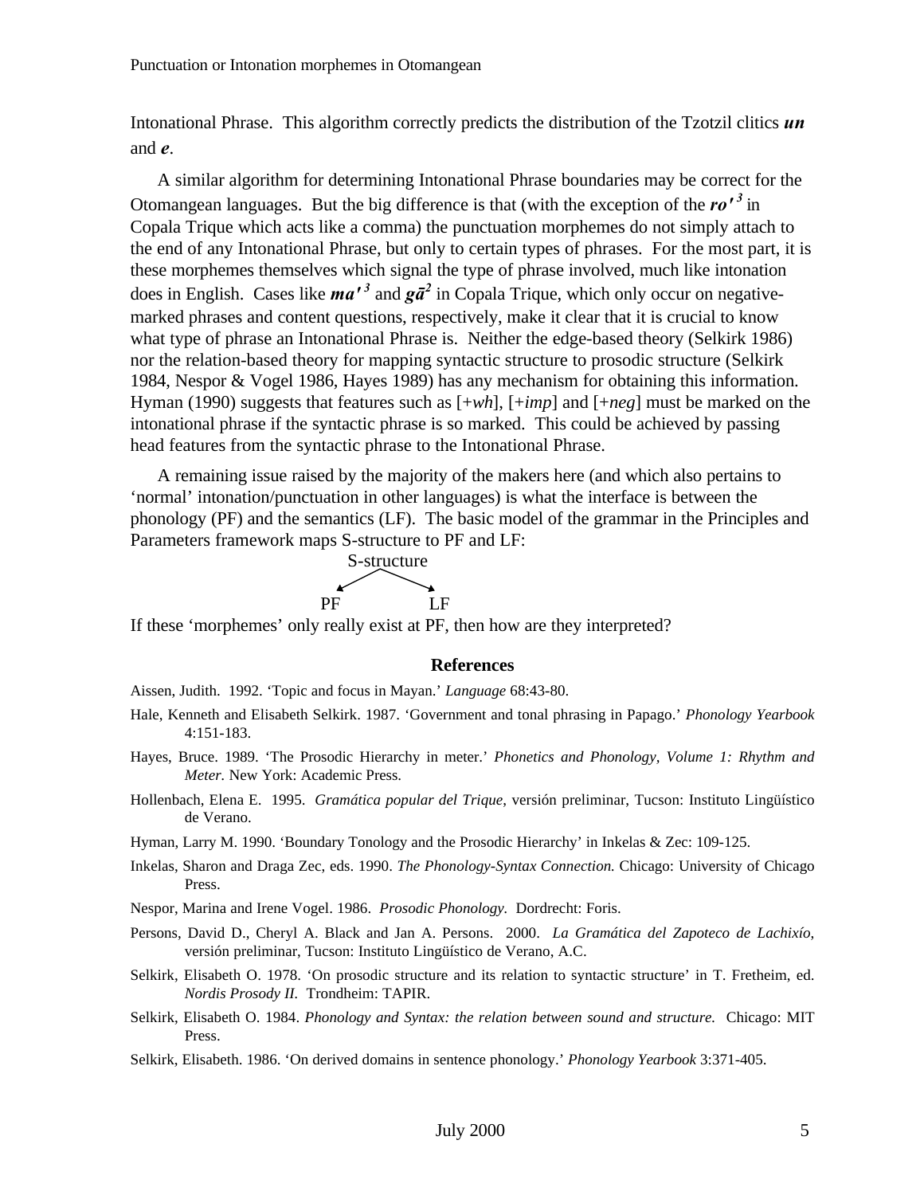Intonational Phrase. This algorithm correctly predicts the distribution of the Tzotzil clitics ***un*** and ***e***.

A similar algorithm for determining Intonational Phrase boundaries may be correct for the Otomangean languages. But the big difference is that (with the exception of the ***ro'***[3] in Copala Trique which acts like a comma) the punctuation morphemes do not simply attach to the end of any Intonational Phrase, but only to certain types of phrases. For the most part, it is these morphemes themselves which signal the type of phrase involved, much like intonation does in English. Cases like ***ma'***[3] and ***gā***[2] in Copala Trique, which only occur on negative-marked phrases and content questions, respectively, make it clear that it is crucial to know what type of phrase an Intonational Phrase is. Neither the edge-based theory (Selkirk 1986) nor the relation-based theory for mapping syntactic structure to prosodic structure (Selkirk 1984, Nespor & Vogel 1986, Hayes 1989) has any mechanism for obtaining this information. Hyman (1990) suggests that features such as [+*wh*], [+*imp*] and [+*neg*] must be marked on the intonational phrase if the syntactic phrase is so marked. This could be achieved by passing head features from the syntactic phrase to the Intonational Phrase.

A remaining issue raised by the majority of the makers here (and which also pertains to 'normal' intonation/punctuation in other languages) is what the interface is between the phonology (PF) and the semantics (LF). The basic model of the grammar in the Principles and Parameters framework maps S-structure to PF and LF:

```
      S-structure
      ↙        ↘
    PF          LF
```

If these 'morphemes' only really exist at PF, then how are they interpreted?

## References

Aissen, Judith. 1992. 'Topic and focus in Mayan.' *Language* 68:43-80.

Hale, Kenneth and Elisabeth Selkirk. 1987. 'Government and tonal phrasing in Papago.' *Phonology Yearbook* 4:151-183.

Hayes, Bruce. 1989. 'The Prosodic Hierarchy in meter.' *Phonetics and Phonology, Volume 1: Rhythm and Meter.* New York: Academic Press.

Hollenbach, Elena E. 1995. *Gramática popular del Trique*, versión preliminar, Tucson: Instituto Lingüístico de Verano.

Hyman, Larry M. 1990. 'Boundary Tonology and the Prosodic Hierarchy' in Inkelas & Zec: 109-125.

Inkelas, Sharon and Draga Zec, eds. 1990. *The Phonology-Syntax Connection.* Chicago: University of Chicago Press.

Nespor, Marina and Irene Vogel. 1986. *Prosodic Phonology.* Dordrecht: Foris.

Persons, David D., Cheryl A. Black and Jan A. Persons. 2000. *La Gramática del Zapoteco de Lachixío*, versión preliminar, Tucson: Instituto Lingüístico de Verano, A.C.

Selkirk, Elisabeth O. 1978. 'On prosodic structure and its relation to syntactic structure' in T. Fretheim, ed. *Nordis Prosody II.* Trondheim: TAPIR.

Selkirk, Elisabeth O. 1984. *Phonology and Syntax: the relation between sound and structure.* Chicago: MIT Press.

Selkirk, Elisabeth. 1986. 'On derived domains in sentence phonology.' *Phonology Yearbook* 3:371-405.